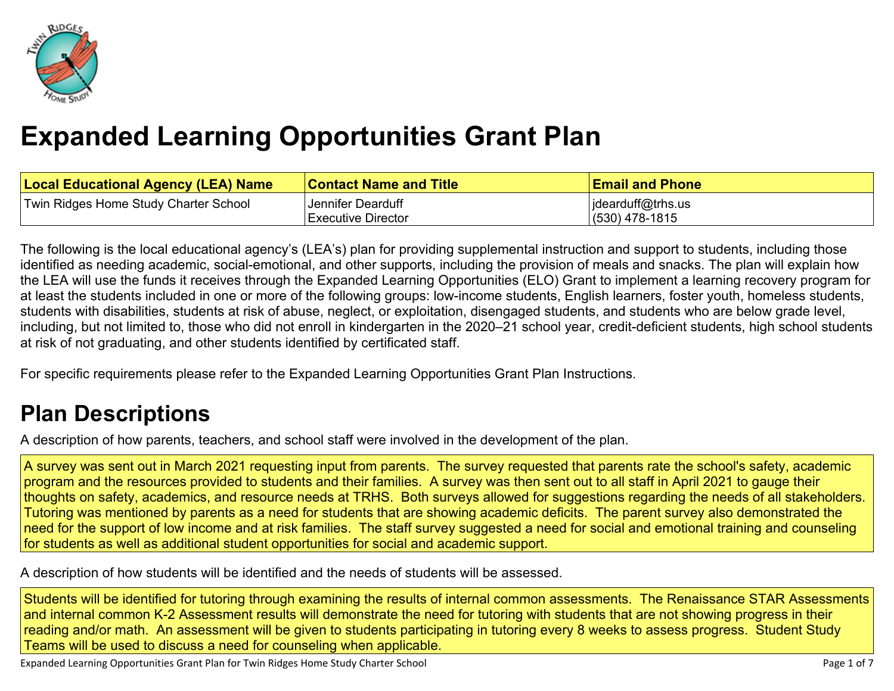# Expanded Learning Opportunities Grant Plan

| Local Educational Agency (LEA) Name | Contact Name and Title | Email and Phone |
| --- | --- | --- |
| Twin Ridges Home Study Charter School | Jennifer Dearduff<br>Executive Director | jdearduff@trhs.us<br>(530) 478-1815 |

The following is the local educational agency's (LEA's) plan for providing supplemental instruction and support to students, including those identified as needing academic, social-emotional, and other supports, including the provision of meals and snacks. The plan will explain how the LEA will use the funds it receives through the Expanded Learning Opportunities (ELO) Grant to implement a learning recovery program for at least the students included in one or more of the following groups: low-income students, English learners, foster youth, homeless students, students with disabilities, students at risk of abuse, neglect, or exploitation, disengaged students, and students who are below grade level, including, but not limited to, those who did not enroll in kindergarten in the 2020–21 school year, credit-deficient students, high school students at risk of not graduating, and other students identified by certificated staff.

For specific requirements please refer to the Expanded Learning Opportunities Grant Plan Instructions.

## Plan Descriptions

A description of how parents, teachers, and school staff were involved in the development of the plan.

A survey was sent out in March 2021 requesting input from parents. The survey requested that parents rate the school's safety, academic program and the resources provided to students and their families. A survey was then sent out to all staff in April 2021 to gauge their thoughts on safety, academics, and resource needs at TRHS. Both surveys allowed for suggestions regarding the needs of all stakeholders. Tutoring was mentioned by parents as a need for students that are showing academic deficits. The parent survey also demonstrated the need for the support of low income and at risk families. The staff survey suggested a need for social and emotional training and counseling for students as well as additional student opportunities for social and academic support.

A description of how students will be identified and the needs of students will be assessed.

Students will be identified for tutoring through examining the results of internal common assessments. The Renaissance STAR Assessments and internal common K-2 Assessment results will demonstrate the need for tutoring with students that are not showing progress in their reading and/or math. An assessment will be given to students participating in tutoring every 8 weeks to assess progress. Student Study Teams will be used to discuss a need for counseling when applicable.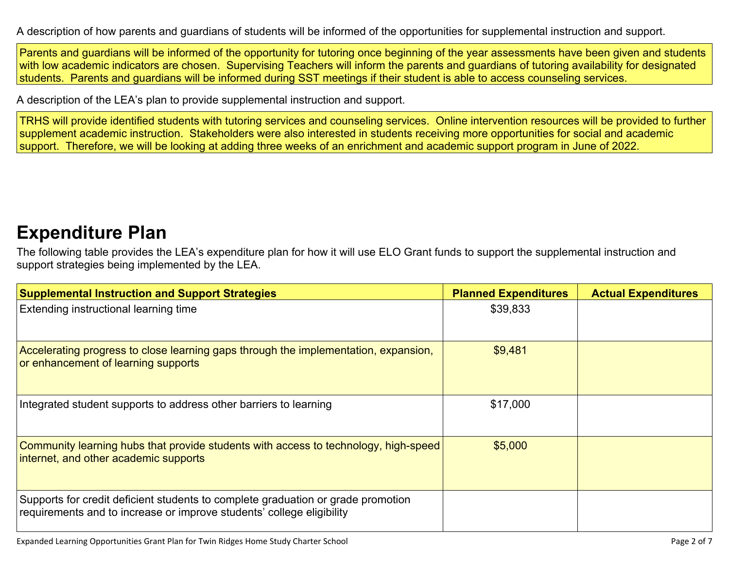A description of how parents and guardians of students will be informed of the opportunities for supplemental instruction and support.

Parents and guardians will be informed of the opportunity for tutoring once beginning of the year assessments have been given and students with low academic indicators are chosen. Supervising Teachers will inform the parents and guardians of tutoring availability for designated students. Parents and guardians will be informed during SST meetings if their student is able to access counseling services.

A description of the LEA's plan to provide supplemental instruction and support.

TRHS will provide identified students with tutoring services and counseling services. Online intervention resources will be provided to further supplement academic instruction. Stakeholders were also interested in students receiving more opportunities for social and academic support. Therefore, we will be looking at adding three weeks of an enrichment and academic support program in June of 2022.

# Expenditure Plan

The following table provides the LEA's expenditure plan for how it will use ELO Grant funds to support the supplemental instruction and support strategies being implemented by the LEA.

| Supplemental Instruction and Support Strategies | Planned Expenditures | Actual Expenditures |
|---|---|---|
| Extending instructional learning time | $39,833 | |
| Accelerating progress to close learning gaps through the implementation, expansion, or enhancement of learning supports | $9,481 | |
| Integrated student supports to address other barriers to learning | $17,000 | |
| Community learning hubs that provide students with access to technology, high-speed internet, and other academic supports | $5,000 | |
| Supports for credit deficient students to complete graduation or grade promotion requirements and to increase or improve students' college eligibility | | |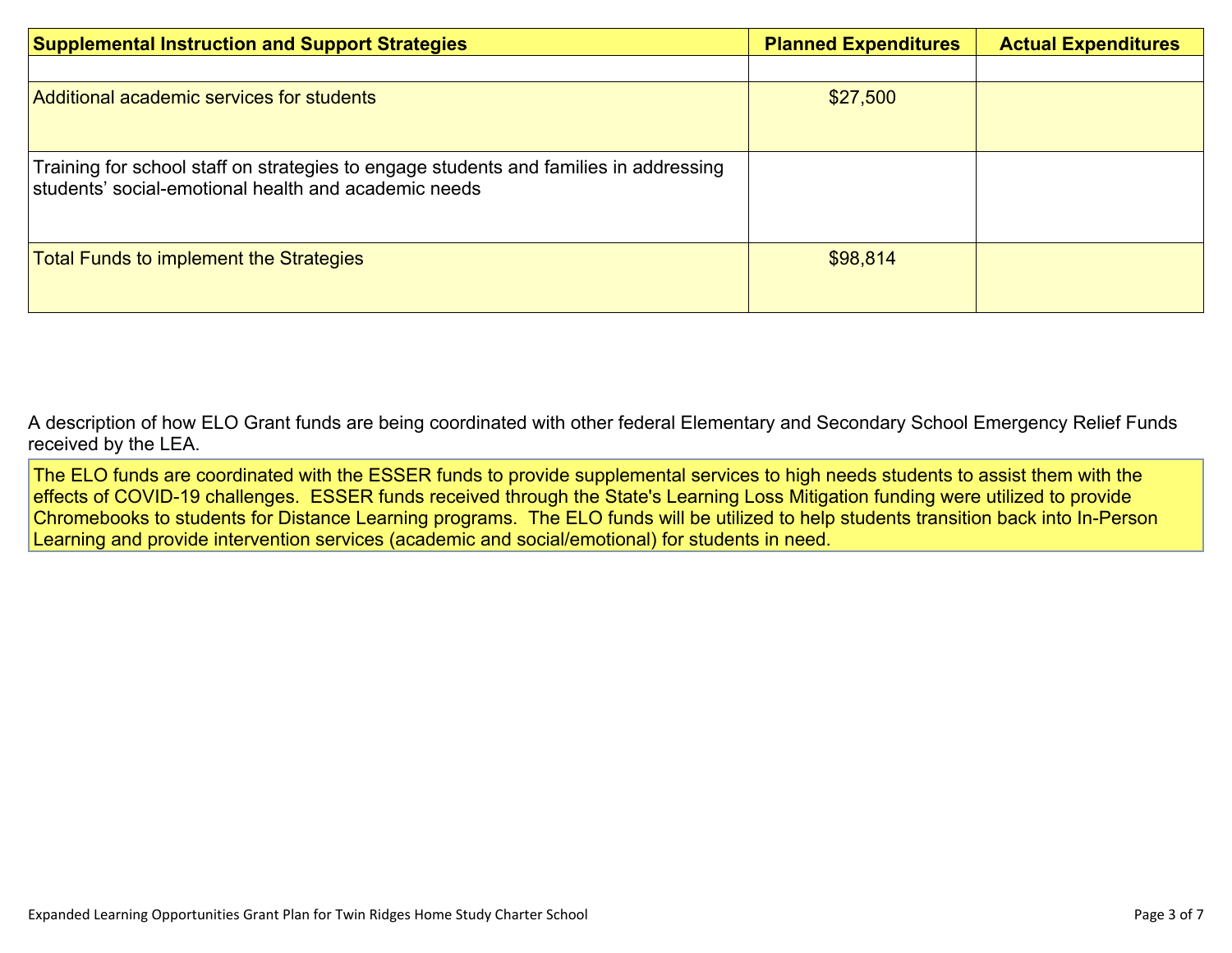| Supplemental Instruction and Support Strategies | Planned Expenditures | Actual Expenditures |
|---|---|---|
| | | |
| Additional academic services for students | $27,500 | |
| Training for school staff on strategies to engage students and families in addressing students' social-emotional health and academic needs | | |
| Total Funds to implement the Strategies | $98,814 | |

A description of how ELO Grant funds are being coordinated with other federal Elementary and Secondary School Emergency Relief Funds received by the LEA.

The ELO funds are coordinated with the ESSER funds to provide supplemental services to high needs students to assist them with the effects of COVID-19 challenges. ESSER funds received through the State's Learning Loss Mitigation funding were utilized to provide Chromebooks to students for Distance Learning programs. The ELO funds will be utilized to help students transition back into In-Person Learning and provide intervention services (academic and social/emotional) for students in need.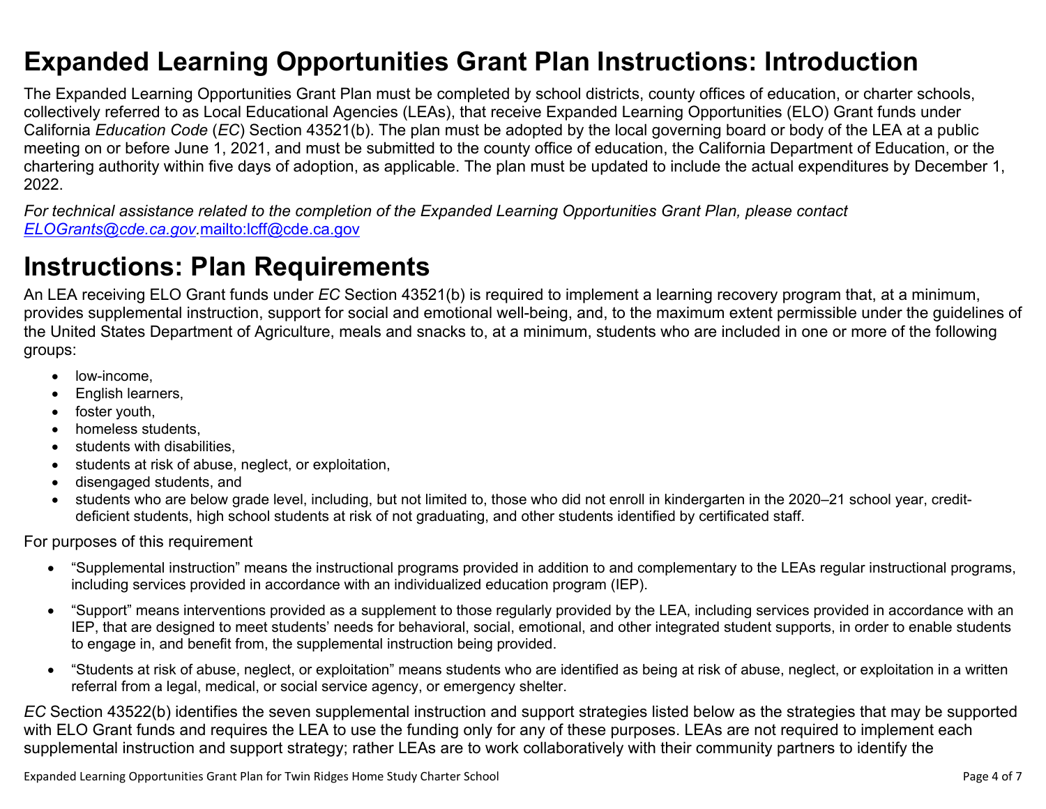# Expanded Learning Opportunities Grant Plan Instructions: Introduction

The Expanded Learning Opportunities Grant Plan must be completed by school districts, county offices of education, or charter schools, collectively referred to as Local Educational Agencies (LEAs), that receive Expanded Learning Opportunities (ELO) Grant funds under California *Education Code* (*EC*) Section 43521(b). The plan must be adopted by the local governing board or body of the LEA at a public meeting on or before June 1, 2021, and must be submitted to the county office of education, the California Department of Education, or the chartering authority within five days of adoption, as applicable. The plan must be updated to include the actual expenditures by December 1, 2022.

*For technical assistance related to the completion of the Expanded Learning Opportunities Grant Plan, please contact [ELOGrants@cde.ca.gov](mailto:ELOGrants@cde.ca.gov).*[mailto:lcff@cde.ca.gov](mailto:lcff@cde.ca.gov)

# Instructions: Plan Requirements

An LEA receiving ELO Grant funds under *EC* Section 43521(b) is required to implement a learning recovery program that, at a minimum, provides supplemental instruction, support for social and emotional well-being, and, to the maximum extent permissible under the guidelines of the United States Department of Agriculture, meals and snacks to, at a minimum, students who are included in one or more of the following groups:

- low-income,
- English learners,
- foster youth,
- homeless students,
- students with disabilities,
- students at risk of abuse, neglect, or exploitation,
- disengaged students, and
- students who are below grade level, including, but not limited to, those who did not enroll in kindergarten in the 2020–21 school year, credit-deficient students, high school students at risk of not graduating, and other students identified by certificated staff.

For purposes of this requirement

- "Supplemental instruction" means the instructional programs provided in addition to and complementary to the LEAs regular instructional programs, including services provided in accordance with an individualized education program (IEP).
- "Support" means interventions provided as a supplement to those regularly provided by the LEA, including services provided in accordance with an IEP, that are designed to meet students' needs for behavioral, social, emotional, and other integrated student supports, in order to enable students to engage in, and benefit from, the supplemental instruction being provided.
- "Students at risk of abuse, neglect, or exploitation" means students who are identified as being at risk of abuse, neglect, or exploitation in a written referral from a legal, medical, or social service agency, or emergency shelter.

*EC* Section 43522(b) identifies the seven supplemental instruction and support strategies listed below as the strategies that may be supported with ELO Grant funds and requires the LEA to use the funding only for any of these purposes. LEAs are not required to implement each supplemental instruction and support strategy; rather LEAs are to work collaboratively with their community partners to identify the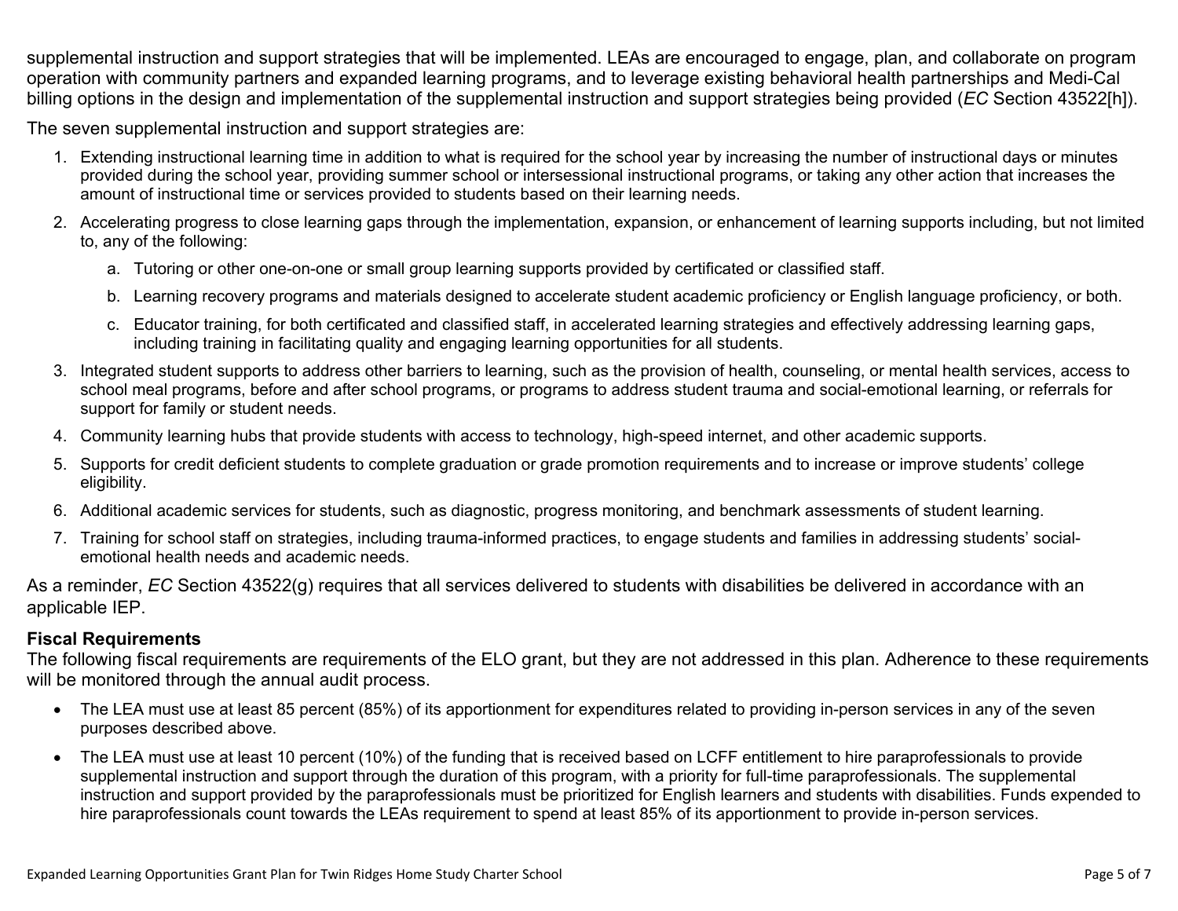supplemental instruction and support strategies that will be implemented. LEAs are encouraged to engage, plan, and collaborate on program operation with community partners and expanded learning programs, and to leverage existing behavioral health partnerships and Medi-Cal billing options in the design and implementation of the supplemental instruction and support strategies being provided (*EC* Section 43522[h]).

The seven supplemental instruction and support strategies are:

1. Extending instructional learning time in addition to what is required for the school year by increasing the number of instructional days or minutes provided during the school year, providing summer school or intersessional instructional programs, or taking any other action that increases the amount of instructional time or services provided to students based on their learning needs.
2. Accelerating progress to close learning gaps through the implementation, expansion, or enhancement of learning supports including, but not limited to, any of the following:
    a. Tutoring or other one-on-one or small group learning supports provided by certificated or classified staff.
    b. Learning recovery programs and materials designed to accelerate student academic proficiency or English language proficiency, or both.
    c. Educator training, for both certificated and classified staff, in accelerated learning strategies and effectively addressing learning gaps, including training in facilitating quality and engaging learning opportunities for all students.
3. Integrated student supports to address other barriers to learning, such as the provision of health, counseling, or mental health services, access to school meal programs, before and after school programs, or programs to address student trauma and social-emotional learning, or referrals for support for family or student needs.
4. Community learning hubs that provide students with access to technology, high-speed internet, and other academic supports.
5. Supports for credit deficient students to complete graduation or grade promotion requirements and to increase or improve students' college eligibility.
6. Additional academic services for students, such as diagnostic, progress monitoring, and benchmark assessments of student learning.
7. Training for school staff on strategies, including trauma-informed practices, to engage students and families in addressing students' social-emotional health needs and academic needs.

As a reminder, *EC* Section 43522(g) requires that all services delivered to students with disabilities be delivered in accordance with an applicable IEP.

**Fiscal Requirements**

The following fiscal requirements are requirements of the ELO grant, but they are not addressed in this plan. Adherence to these requirements will be monitored through the annual audit process.

- The LEA must use at least 85 percent (85%) of its apportionment for expenditures related to providing in-person services in any of the seven purposes described above.
- The LEA must use at least 10 percent (10%) of the funding that is received based on LCFF entitlement to hire paraprofessionals to provide supplemental instruction and support through the duration of this program, with a priority for full-time paraprofessionals. The supplemental instruction and support provided by the paraprofessionals must be prioritized for English learners and students with disabilities. Funds expended to hire paraprofessionals count towards the LEAs requirement to spend at least 85% of its apportionment to provide in-person services.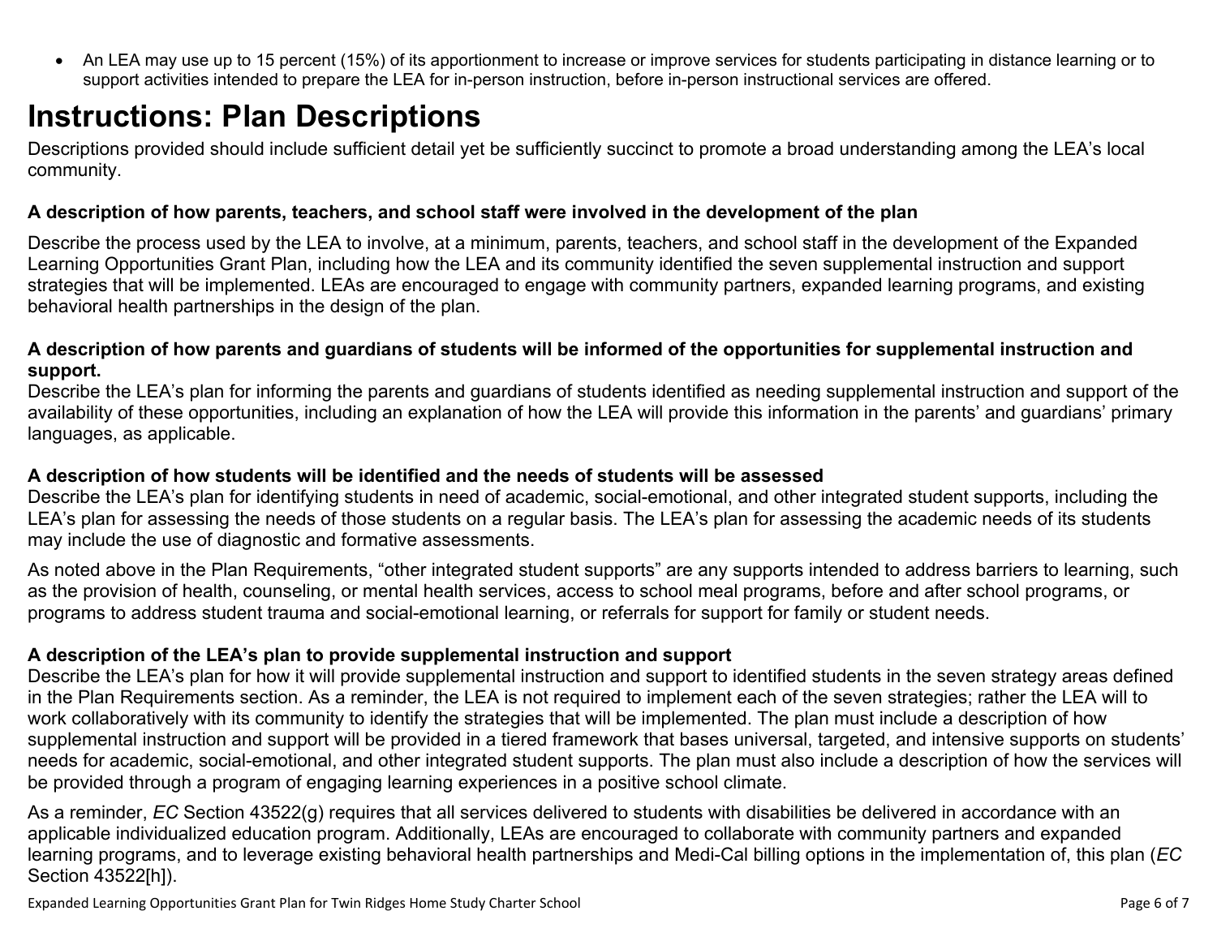- An LEA may use up to 15 percent (15%) of its apportionment to increase or improve services for students participating in distance learning or to support activities intended to prepare the LEA for in-person instruction, before in-person instructional services are offered.

# Instructions: Plan Descriptions

Descriptions provided should include sufficient detail yet be sufficiently succinct to promote a broad understanding among the LEA's local community.

**A description of how parents, teachers, and school staff were involved in the development of the plan**

Describe the process used by the LEA to involve, at a minimum, parents, teachers, and school staff in the development of the Expanded Learning Opportunities Grant Plan, including how the LEA and its community identified the seven supplemental instruction and support strategies that will be implemented. LEAs are encouraged to engage with community partners, expanded learning programs, and existing behavioral health partnerships in the design of the plan.

**A description of how parents and guardians of students will be informed of the opportunities for supplemental instruction and support.**

Describe the LEA's plan for informing the parents and guardians of students identified as needing supplemental instruction and support of the availability of these opportunities, including an explanation of how the LEA will provide this information in the parents' and guardians' primary languages, as applicable.

**A description of how students will be identified and the needs of students will be assessed**

Describe the LEA's plan for identifying students in need of academic, social-emotional, and other integrated student supports, including the LEA's plan for assessing the needs of those students on a regular basis. The LEA's plan for assessing the academic needs of its students may include the use of diagnostic and formative assessments.

As noted above in the Plan Requirements, "other integrated student supports" are any supports intended to address barriers to learning, such as the provision of health, counseling, or mental health services, access to school meal programs, before and after school programs, or programs to address student trauma and social-emotional learning, or referrals for support for family or student needs.

**A description of the LEA's plan to provide supplemental instruction and support**

Describe the LEA's plan for how it will provide supplemental instruction and support to identified students in the seven strategy areas defined in the Plan Requirements section. As a reminder, the LEA is not required to implement each of the seven strategies; rather the LEA will to work collaboratively with its community to identify the strategies that will be implemented. The plan must include a description of how supplemental instruction and support will be provided in a tiered framework that bases universal, targeted, and intensive supports on students' needs for academic, social-emotional, and other integrated student supports. The plan must also include a description of how the services will be provided through a program of engaging learning experiences in a positive school climate.

As a reminder, *EC* Section 43522(g) requires that all services delivered to students with disabilities be delivered in accordance with an applicable individualized education program. Additionally, LEAs are encouraged to collaborate with community partners and expanded learning programs, and to leverage existing behavioral health partnerships and Medi-Cal billing options in the implementation of, this plan (*EC* Section 43522[h]).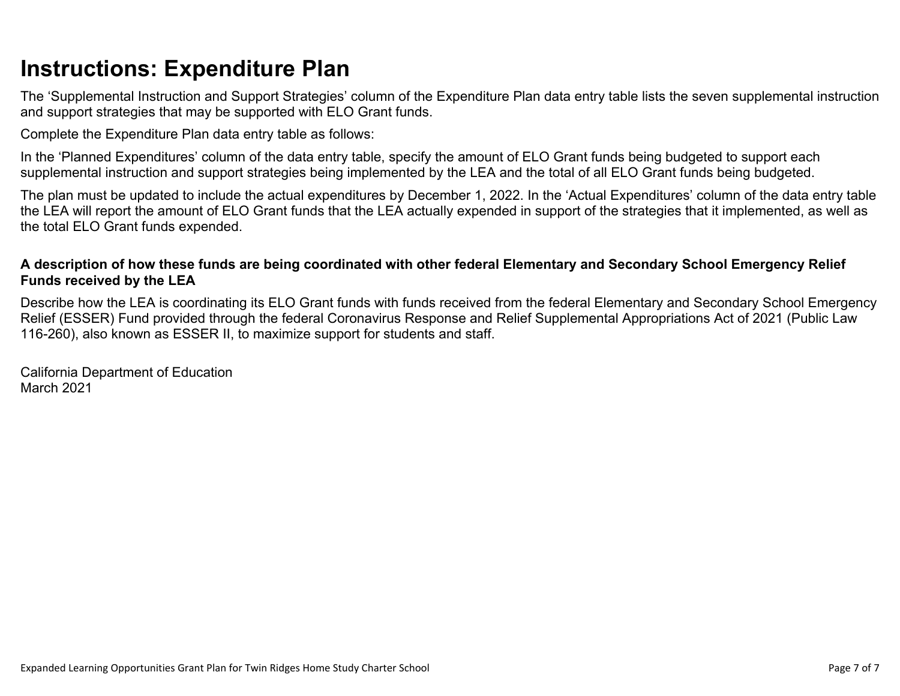# Instructions: Expenditure Plan

The 'Supplemental Instruction and Support Strategies' column of the Expenditure Plan data entry table lists the seven supplemental instruction and support strategies that may be supported with ELO Grant funds.

Complete the Expenditure Plan data entry table as follows:

In the 'Planned Expenditures' column of the data entry table, specify the amount of ELO Grant funds being budgeted to support each supplemental instruction and support strategies being implemented by the LEA and the total of all ELO Grant funds being budgeted.

The plan must be updated to include the actual expenditures by December 1, 2022. In the 'Actual Expenditures' column of the data entry table the LEA will report the amount of ELO Grant funds that the LEA actually expended in support of the strategies that it implemented, as well as the total ELO Grant funds expended.

**A description of how these funds are being coordinated with other federal Elementary and Secondary School Emergency Relief Funds received by the LEA**

Describe how the LEA is coordinating its ELO Grant funds with funds received from the federal Elementary and Secondary School Emergency Relief (ESSER) Fund provided through the federal Coronavirus Response and Relief Supplemental Appropriations Act of 2021 (Public Law 116-260), also known as ESSER II, to maximize support for students and staff.

California Department of Education
March 2021